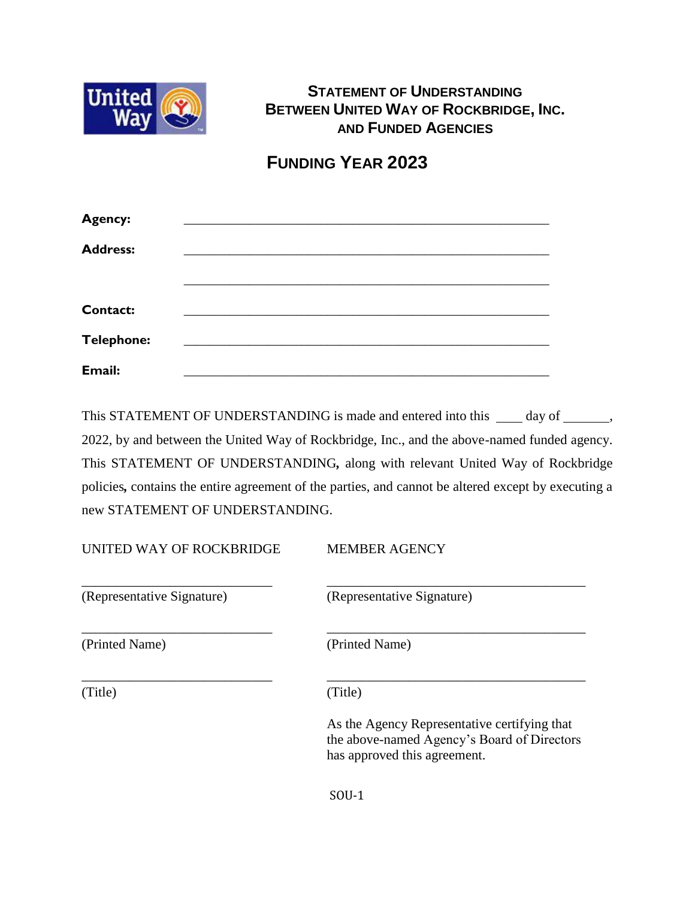# Statement of Understanding Between United Way of Rockbridge, Inc. and Funded Agencies

## Funding Year 2023

**Agency:** _______________________________________________

**Address:** _______________________________________________

_______________________________________________

**Contact:** _______________________________________________

**Telephone:** _______________________________________________

**Email:** _______________________________________________

This STATEMENT OF UNDERSTANDING is made and entered into this ____ day of _______, 2022, by and between the United Way of Rockbridge, Inc., and the above-named funded agency. This STATEMENT OF UNDERSTANDING, along with relevant United Way of Rockbridge policies, contains the entire agreement of the parties, and cannot be altered except by executing a new STATEMENT OF UNDERSTANDING.

| UNITED WAY OF ROCKBRIDGE | MEMBER AGENCY |
| --- | --- |
| _____________________________ | _____________________________ |
| (Representative Signature) | (Representative Signature) |
| _____________________________ | _____________________________ |
| (Printed Name) | (Printed Name) |
| _____________________________ | _____________________________ |
| (Title) | (Title) |
| | As the Agency Representative certifying that the above-named Agency's Board of Directors has approved this agreement. |

SOU-1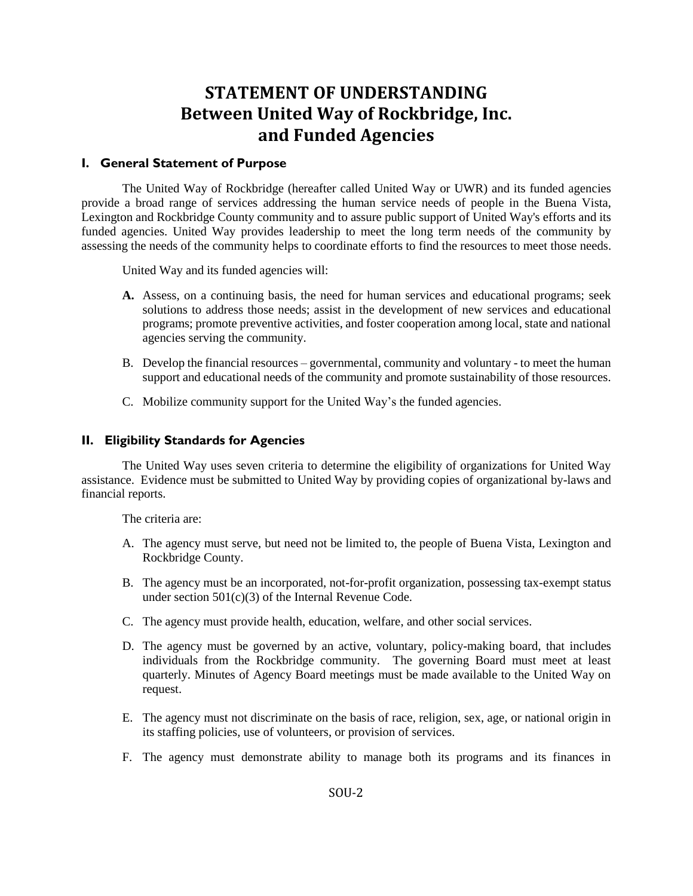# STATEMENT OF UNDERSTANDING
# Between United Way of Rockbridge, Inc.
# and Funded Agencies

## I. General Statement of Purpose

The United Way of Rockbridge (hereafter called United Way or UWR) and its funded agencies provide a broad range of services addressing the human service needs of people in the Buena Vista, Lexington and Rockbridge County community and to assure public support of United Way's efforts and its funded agencies. United Way provides leadership to meet the long term needs of the community by assessing the needs of the community helps to coordinate efforts to find the resources to meet those needs.

United Way and its funded agencies will:

**A.** Assess, on a continuing basis, the need for human services and educational programs; seek solutions to address those needs; assist in the development of new services and educational programs; promote preventive activities, and foster cooperation among local, state and national agencies serving the community.

B. Develop the financial resources – governmental, community and voluntary - to meet the human support and educational needs of the community and promote sustainability of those resources.

C. Mobilize community support for the United Way's the funded agencies.

## II. Eligibility Standards for Agencies

The United Way uses seven criteria to determine the eligibility of organizations for United Way assistance. Evidence must be submitted to United Way by providing copies of organizational by-laws and financial reports.

The criteria are:

A. The agency must serve, but need not be limited to, the people of Buena Vista, Lexington and Rockbridge County.

B. The agency must be an incorporated, not-for-profit organization, possessing tax-exempt status under section 501(c)(3) of the Internal Revenue Code.

C. The agency must provide health, education, welfare, and other social services.

D. The agency must be governed by an active, voluntary, policy-making board, that includes individuals from the Rockbridge community. The governing Board must meet at least quarterly. Minutes of Agency Board meetings must be made available to the United Way on request.

E. The agency must not discriminate on the basis of race, religion, sex, age, or national origin in its staffing policies, use of volunteers, or provision of services.

F. The agency must demonstrate ability to manage both its programs and its finances in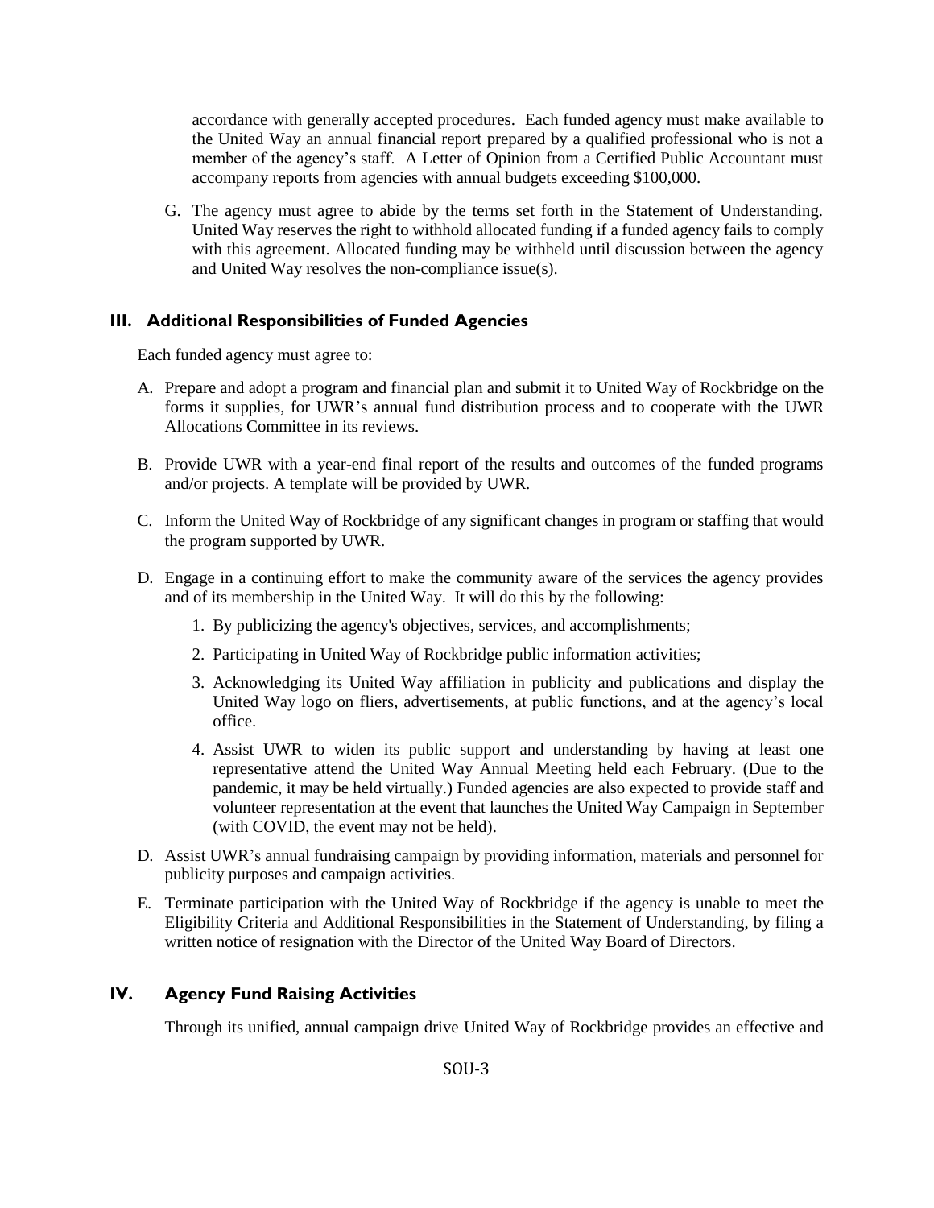accordance with generally accepted procedures. Each funded agency must make available to the United Way an annual financial report prepared by a qualified professional who is not a member of the agency's staff. A Letter of Opinion from a Certified Public Accountant must accompany reports from agencies with annual budgets exceeding $100,000.

G. The agency must agree to abide by the terms set forth in the Statement of Understanding. United Way reserves the right to withhold allocated funding if a funded agency fails to comply with this agreement. Allocated funding may be withheld until discussion between the agency and United Way resolves the non-compliance issue(s).

## III. Additional Responsibilities of Funded Agencies

Each funded agency must agree to:

A. Prepare and adopt a program and financial plan and submit it to United Way of Rockbridge on the forms it supplies, for UWR's annual fund distribution process and to cooperate with the UWR Allocations Committee in its reviews.

B. Provide UWR with a year-end final report of the results and outcomes of the funded programs and/or projects. A template will be provided by UWR.

C. Inform the United Way of Rockbridge of any significant changes in program or staffing that would the program supported by UWR.

D. Engage in a continuing effort to make the community aware of the services the agency provides and of its membership in the United Way. It will do this by the following:

   1. By publicizing the agency's objectives, services, and accomplishments;
   2. Participating in United Way of Rockbridge public information activities;
   3. Acknowledging its United Way affiliation in publicity and publications and display the United Way logo on fliers, advertisements, at public functions, and at the agency's local office.
   4. Assist UWR to widen its public support and understanding by having at least one representative attend the United Way Annual Meeting held each February. (Due to the pandemic, it may be held virtually.) Funded agencies are also expected to provide staff and volunteer representation at the event that launches the United Way Campaign in September (with COVID, the event may not be held).

D. Assist UWR's annual fundraising campaign by providing information, materials and personnel for publicity purposes and campaign activities.

E. Terminate participation with the United Way of Rockbridge if the agency is unable to meet the Eligibility Criteria and Additional Responsibilities in the Statement of Understanding, by filing a written notice of resignation with the Director of the United Way Board of Directors.

## IV. Agency Fund Raising Activities

Through its unified, annual campaign drive United Way of Rockbridge provides an effective and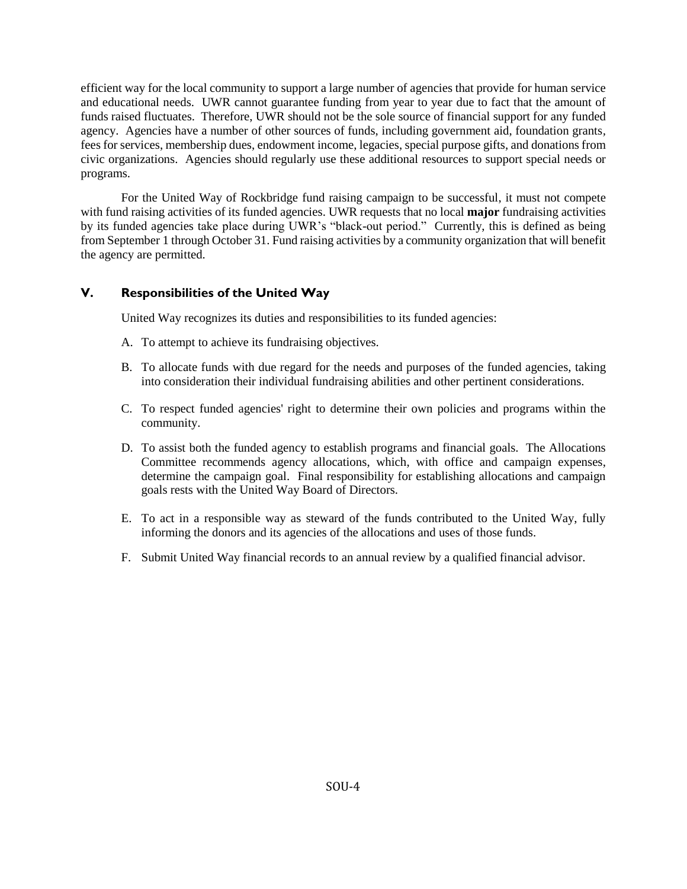efficient way for the local community to support a large number of agencies that provide for human service and educational needs. UWR cannot guarantee funding from year to year due to fact that the amount of funds raised fluctuates. Therefore, UWR should not be the sole source of financial support for any funded agency. Agencies have a number of other sources of funds, including government aid, foundation grants, fees for services, membership dues, endowment income, legacies, special purpose gifts, and donations from civic organizations. Agencies should regularly use these additional resources to support special needs or programs.

For the United Way of Rockbridge fund raising campaign to be successful, it must not compete with fund raising activities of its funded agencies. UWR requests that no local **major** fundraising activities by its funded agencies take place during UWR's "black-out period." Currently, this is defined as being from September 1 through October 31. Fund raising activities by a community organization that will benefit the agency are permitted.

## V. Responsibilities of the United Way

United Way recognizes its duties and responsibilities to its funded agencies:

A. To attempt to achieve its fundraising objectives.

B. To allocate funds with due regard for the needs and purposes of the funded agencies, taking into consideration their individual fundraising abilities and other pertinent considerations.

C. To respect funded agencies' right to determine their own policies and programs within the community.

D. To assist both the funded agency to establish programs and financial goals. The Allocations Committee recommends agency allocations, which, with office and campaign expenses, determine the campaign goal. Final responsibility for establishing allocations and campaign goals rests with the United Way Board of Directors.

E. To act in a responsible way as steward of the funds contributed to the United Way, fully informing the donors and its agencies of the allocations and uses of those funds.

F. Submit United Way financial records to an annual review by a qualified financial advisor.